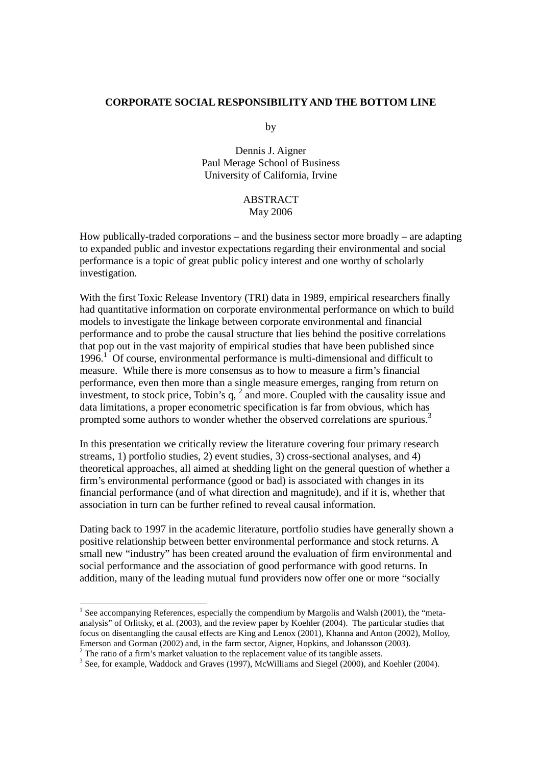# CORPORATE SOCIAL RESPONSIBILITY AND THE BOTTOM LINE

by

Dennis J. Aigner
Paul Merage School of Business
University of California, Irvine

ABSTRACT
May 2006

How publically-traded corporations – and the business sector more broadly – are adapting to expanded public and investor expectations regarding their environmental and social performance is a topic of great public policy interest and one worthy of scholarly investigation.

With the first Toxic Release Inventory (TRI) data in 1989, empirical researchers finally had quantitative information on corporate environmental performance on which to build models to investigate the linkage between corporate environmental and financial performance and to probe the causal structure that lies behind the positive correlations that pop out in the vast majority of empirical studies that have been published since 1996.[1] Of course, environmental performance is multi-dimensional and difficult to measure. While there is more consensus as to how to measure a firm's financial performance, even then more than a single measure emerges, ranging from return on investment, to stock price, Tobin's q, [2] and more. Coupled with the causality issue and data limitations, a proper econometric specification is far from obvious, which has prompted some authors to wonder whether the observed correlations are spurious.[3]

In this presentation we critically review the literature covering four primary research streams, 1) portfolio studies, 2) event studies, 3) cross-sectional analyses, and 4) theoretical approaches, all aimed at shedding light on the general question of whether a firm's environmental performance (good or bad) is associated with changes in its financial performance (and of what direction and magnitude), and if it is, whether that association in turn can be further refined to reveal causal information.

Dating back to 1997 in the academic literature, portfolio studies have generally shown a positive relationship between better environmental performance and stock returns. A small new "industry" has been created around the evaluation of firm environmental and social performance and the association of good performance with good returns. In addition, many of the leading mutual fund providers now offer one or more "socially

---

[1] See accompanying References, especially the compendium by Margolis and Walsh (2001), the "meta-analysis" of Orlitsky, et al. (2003), and the review paper by Koehler (2004). The particular studies that focus on disentangling the causal effects are King and Lenox (2001), Khanna and Anton (2002), Molloy, Emerson and Gorman (2002) and, in the farm sector, Aigner, Hopkins, and Johansson (2003).

[2] The ratio of a firm's market valuation to the replacement value of its tangible assets.

[3] See, for example, Waddock and Graves (1997), McWilliams and Siegel (2000), and Koehler (2004).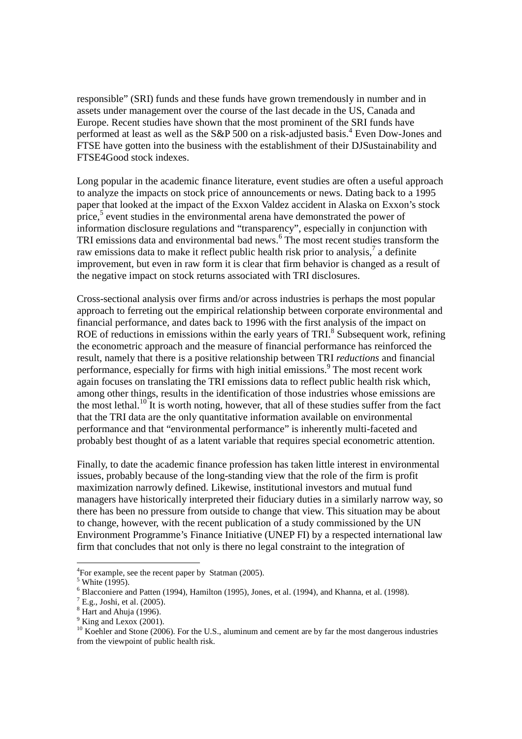responsible" (SRI) funds and these funds have grown tremendously in number and in assets under management over the course of the last decade in the US, Canada and Europe. Recent studies have shown that the most prominent of the SRI funds have performed at least as well as the S&P 500 on a risk-adjusted basis.[4] Even Dow-Jones and FTSE have gotten into the business with the establishment of their DJSustainability and FTSE4Good stock indexes.

Long popular in the academic finance literature, event studies are often a useful approach to analyze the impacts on stock price of announcements or news. Dating back to a 1995 paper that looked at the impact of the Exxon Valdez accident in Alaska on Exxon's stock price,[5] event studies in the environmental arena have demonstrated the power of information disclosure regulations and "transparency", especially in conjunction with TRI emissions data and environmental bad news.[6] The most recent studies transform the raw emissions data to make it reflect public health risk prior to analysis,[7] a definite improvement, but even in raw form it is clear that firm behavior is changed as a result of the negative impact on stock returns associated with TRI disclosures.

Cross-sectional analysis over firms and/or across industries is perhaps the most popular approach to ferreting out the empirical relationship between corporate environmental and financial performance, and dates back to 1996 with the first analysis of the impact on ROE of reductions in emissions within the early years of TRI.[8] Subsequent work, refining the econometric approach and the measure of financial performance has reinforced the result, namely that there is a positive relationship between TRI *reductions* and financial performance, especially for firms with high initial emissions.[9] The most recent work again focuses on translating the TRI emissions data to reflect public health risk which, among other things, results in the identification of those industries whose emissions are the most lethal.[10] It is worth noting, however, that all of these studies suffer from the fact that the TRI data are the only quantitative information available on environmental performance and that "environmental performance" is inherently multi-faceted and probably best thought of as a latent variable that requires special econometric attention.

Finally, to date the academic finance profession has taken little interest in environmental issues, probably because of the long-standing view that the role of the firm is profit maximization narrowly defined. Likewise, institutional investors and mutual fund managers have historically interpreted their fiduciary duties in a similarly narrow way, so there has been no pressure from outside to change that view. This situation may be about to change, however, with the recent publication of a study commissioned by the UN Environment Programme's Finance Initiative (UNEP FI) by a respected international law firm that concludes that not only is there no legal constraint to the integration of

---

[4] For example, see the recent paper by Statman (2005).

[5] White (1995).

[6] Blacconiere and Patten (1994), Hamilton (1995), Jones, et al. (1994), and Khanna, et al. (1998).

[7] E.g., Joshi, et al. (2005).

[8] Hart and Ahuja (1996).

[9] King and Lexox (2001).

[10] Koehler and Stone (2006). For the U.S., aluminum and cement are by far the most dangerous industries from the viewpoint of public health risk.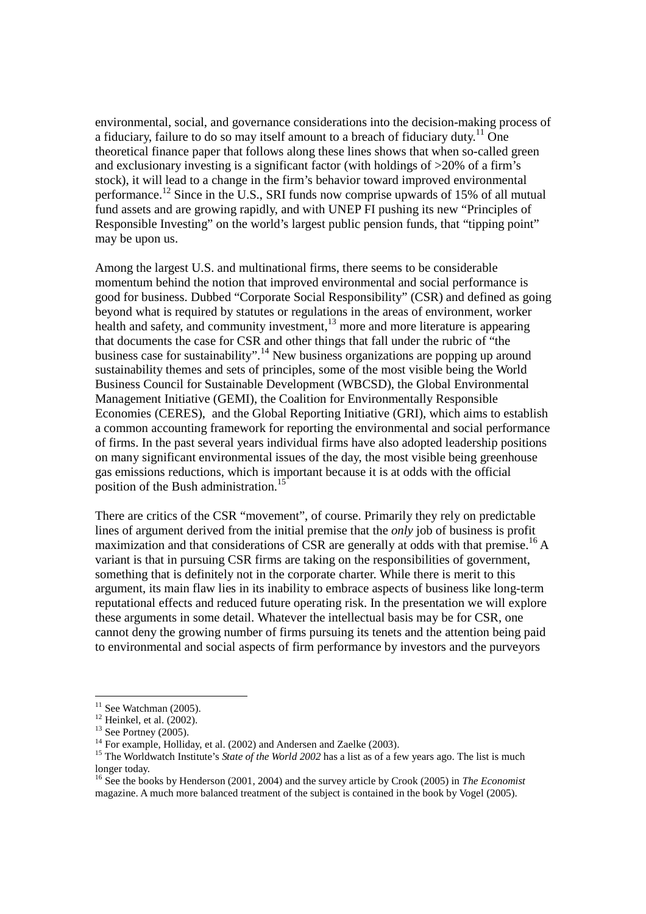environmental, social, and governance considerations into the decision-making process of a fiduciary, failure to do so may itself amount to a breach of fiduciary duty.[11] One theoretical finance paper that follows along these lines shows that when so-called green and exclusionary investing is a significant factor (with holdings of >20% of a firm's stock), it will lead to a change in the firm's behavior toward improved environmental performance.[12] Since in the U.S., SRI funds now comprise upwards of 15% of all mutual fund assets and are growing rapidly, and with UNEP FI pushing its new "Principles of Responsible Investing" on the world's largest public pension funds, that "tipping point" may be upon us.

Among the largest U.S. and multinational firms, there seems to be considerable momentum behind the notion that improved environmental and social performance is good for business. Dubbed "Corporate Social Responsibility" (CSR) and defined as going beyond what is required by statutes or regulations in the areas of environment, worker health and safety, and community investment,[13] more and more literature is appearing that documents the case for CSR and other things that fall under the rubric of "the business case for sustainability".[14] New business organizations are popping up around sustainability themes and sets of principles, some of the most visible being the World Business Council for Sustainable Development (WBCSD), the Global Environmental Management Initiative (GEMI), the Coalition for Environmentally Responsible Economies (CERES), and the Global Reporting Initiative (GRI), which aims to establish a common accounting framework for reporting the environmental and social performance of firms. In the past several years individual firms have also adopted leadership positions on many significant environmental issues of the day, the most visible being greenhouse gas emissions reductions, which is important because it is at odds with the official position of the Bush administration.[15]

There are critics of the CSR "movement", of course. Primarily they rely on predictable lines of argument derived from the initial premise that the *only* job of business is profit maximization and that considerations of CSR are generally at odds with that premise.[16] A variant is that in pursuing CSR firms are taking on the responsibilities of government, something that is definitely not in the corporate charter. While there is merit to this argument, its main flaw lies in its inability to embrace aspects of business like long-term reputational effects and reduced future operating risk. In the presentation we will explore these arguments in some detail. Whatever the intellectual basis may be for CSR, one cannot deny the growing number of firms pursuing its tenets and the attention being paid to environmental and social aspects of firm performance by investors and the purveyors

---

[11] See Watchman (2005).

[12] Heinkel, et al. (2002).

[13] See Portney (2005).

[14] For example, Holliday, et al. (2002) and Andersen and Zaelke (2003).

[15] The Worldwatch Institute's *State of the World 2002* has a list as of a few years ago. The list is much longer today.

[16] See the books by Henderson (2001, 2004) and the survey article by Crook (2005) in *The Economist* magazine. A much more balanced treatment of the subject is contained in the book by Vogel (2005).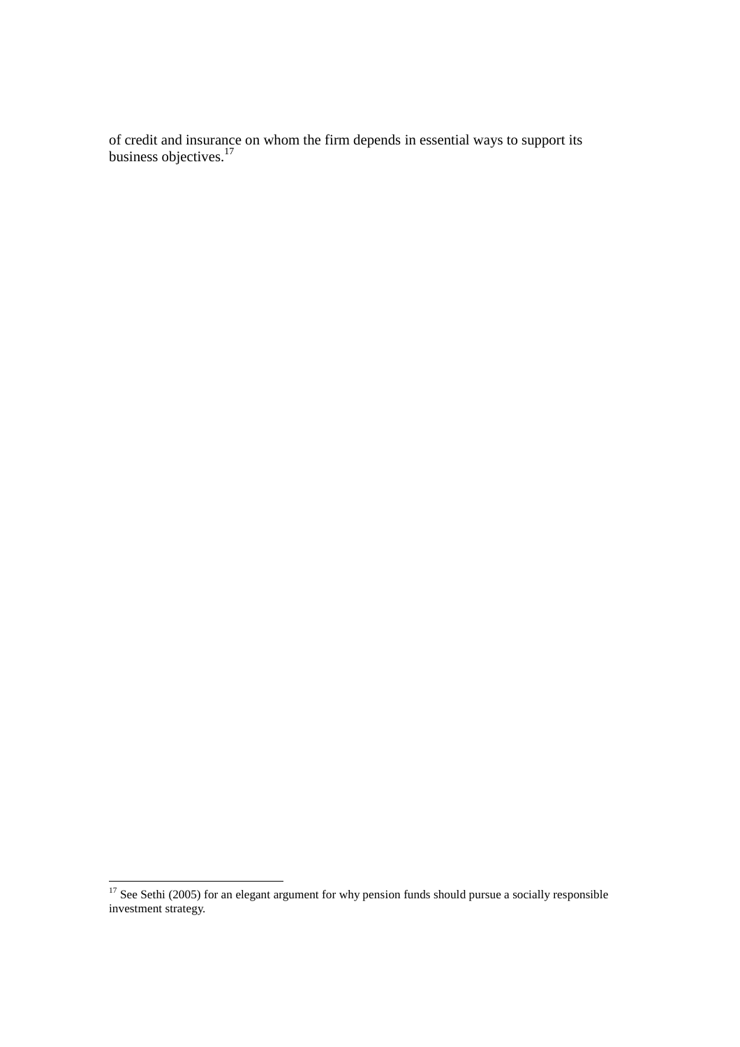of credit and insurance on whom the firm depends in essential ways to support its business objectives.[17]

---

[17] See Sethi (2005) for an elegant argument for why pension funds should pursue a socially responsible investment strategy.